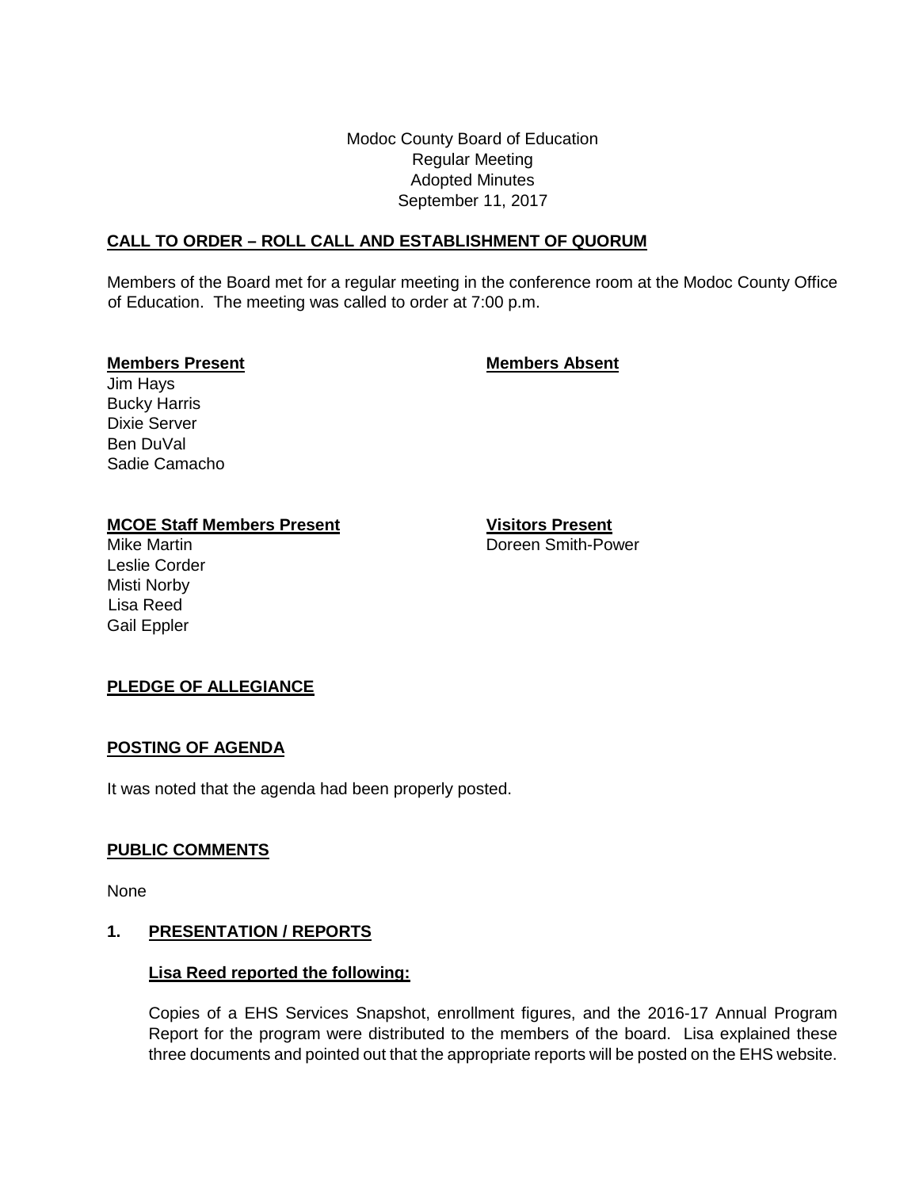Modoc County Board of Education
Regular Meeting
Adopted Minutes
September 11, 2017

## CALL TO ORDER – ROLL CALL AND ESTABLISHMENT OF QUORUM

Members of the Board met for a regular meeting in the conference room at the Modoc County Office of Education. The meeting was called to order at 7:00 p.m.

| **Members Present** | **Members Absent** |
|---|---|
| Jim Hays | |
| Bucky Harris | |
| Dixie Server | |
| Ben DuVal | |
| Sadie Camacho | |

| **MCOE Staff Members Present** | **Visitors Present** |
|---|---|
| Mike Martin | Doreen Smith-Power |
| Leslie Corder | |
| Misti Norby | |
| Lisa Reed | |
| Gail Eppler | |

## PLEDGE OF ALLEGIANCE

## POSTING OF AGENDA

It was noted that the agenda had been properly posted.

## PUBLIC COMMENTS

None

## 1. PRESENTATION / REPORTS

### Lisa Reed reported the following:

Copies of a EHS Services Snapshot, enrollment figures, and the 2016-17 Annual Program Report for the program were distributed to the members of the board. Lisa explained these three documents and pointed out that the appropriate reports will be posted on the EHS website.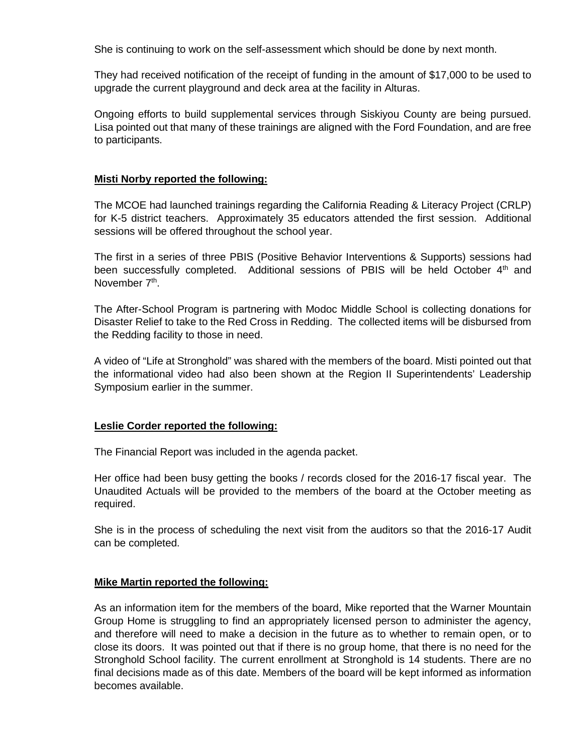She is continuing to work on the self-assessment which should be done by next month.

They had received notification of the receipt of funding in the amount of $17,000 to be used to upgrade the current playground and deck area at the facility in Alturas.

Ongoing efforts to build supplemental services through Siskiyou County are being pursued. Lisa pointed out that many of these trainings are aligned with the Ford Foundation, and are free to participants.

**<u>Misti Norby reported the following:</u>**

The MCOE had launched trainings regarding the California Reading & Literacy Project (CRLP) for K-5 district teachers. Approximately 35 educators attended the first session. Additional sessions will be offered throughout the school year.

The first in a series of three PBIS (Positive Behavior Interventions & Supports) sessions had been successfully completed. Additional sessions of PBIS will be held October 4th and November 7th.

The After-School Program is partnering with Modoc Middle School is collecting donations for Disaster Relief to take to the Red Cross in Redding. The collected items will be disbursed from the Redding facility to those in need.

A video of "Life at Stronghold" was shared with the members of the board. Misti pointed out that the informational video had also been shown at the Region II Superintendents' Leadership Symposium earlier in the summer.

**<u>Leslie Corder reported the following:</u>**

The Financial Report was included in the agenda packet.

Her office had been busy getting the books / records closed for the 2016-17 fiscal year. The Unaudited Actuals will be provided to the members of the board at the October meeting as required.

She is in the process of scheduling the next visit from the auditors so that the 2016-17 Audit can be completed.

**<u>Mike Martin reported the following:</u>**

As an information item for the members of the board, Mike reported that the Warner Mountain Group Home is struggling to find an appropriately licensed person to administer the agency, and therefore will need to make a decision in the future as to whether to remain open, or to close its doors. It was pointed out that if there is no group home, that there is no need for the Stronghold School facility. The current enrollment at Stronghold is 14 students. There are no final decisions made as of this date. Members of the board will be kept informed as information becomes available.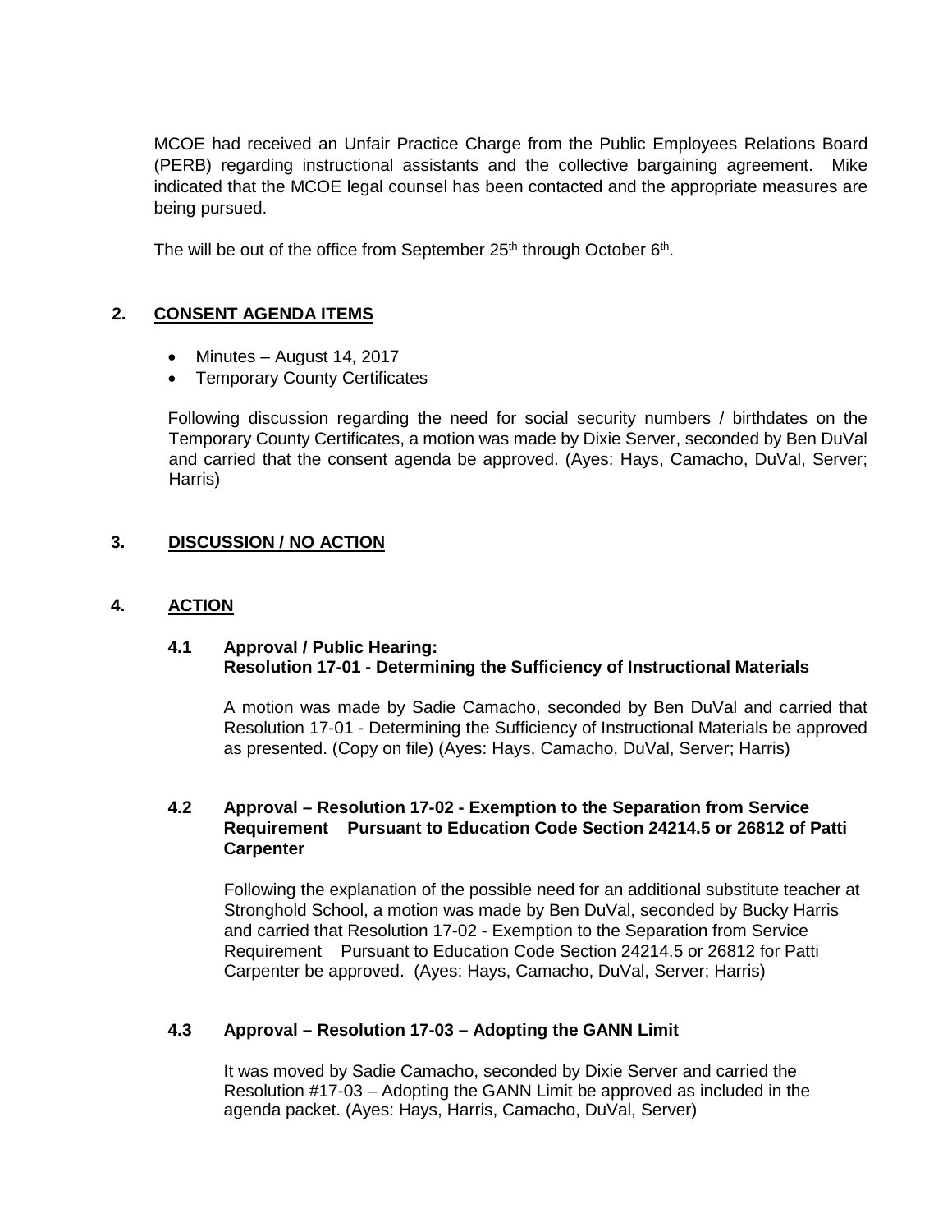MCOE had received an Unfair Practice Charge from the Public Employees Relations Board (PERB) regarding instructional assistants and the collective bargaining agreement. Mike indicated that the MCOE legal counsel has been contacted and the appropriate measures are being pursued.

The will be out of the office from September 25th through October 6th.

## 2. CONSENT AGENDA ITEMS

- Minutes – August 14, 2017
- Temporary County Certificates

Following discussion regarding the need for social security numbers / birthdates on the Temporary County Certificates, a motion was made by Dixie Server, seconded by Ben DuVal and carried that the consent agenda be approved. (Ayes: Hays, Camacho, DuVal, Server; Harris)

## 3. DISCUSSION / NO ACTION

## 4. ACTION

### 4.1 Approval / Public Hearing: Resolution 17-01 - Determining the Sufficiency of Instructional Materials

A motion was made by Sadie Camacho, seconded by Ben DuVal and carried that Resolution 17-01 - Determining the Sufficiency of Instructional Materials be approved as presented. (Copy on file) (Ayes: Hays, Camacho, DuVal, Server; Harris)

### 4.2 Approval – Resolution 17-02 - Exemption to the Separation from Service Requirement Pursuant to Education Code Section 24214.5 or 26812 of Patti Carpenter

Following the explanation of the possible need for an additional substitute teacher at Stronghold School, a motion was made by Ben DuVal, seconded by Bucky Harris and carried that Resolution 17-02 - Exemption to the Separation from Service Requirement Pursuant to Education Code Section 24214.5 or 26812 for Patti Carpenter be approved. (Ayes: Hays, Camacho, DuVal, Server; Harris)

### 4.3 Approval – Resolution 17-03 – Adopting the GANN Limit

It was moved by Sadie Camacho, seconded by Dixie Server and carried the Resolution #17-03 – Adopting the GANN Limit be approved as included in the agenda packet. (Ayes: Hays, Harris, Camacho, DuVal, Server)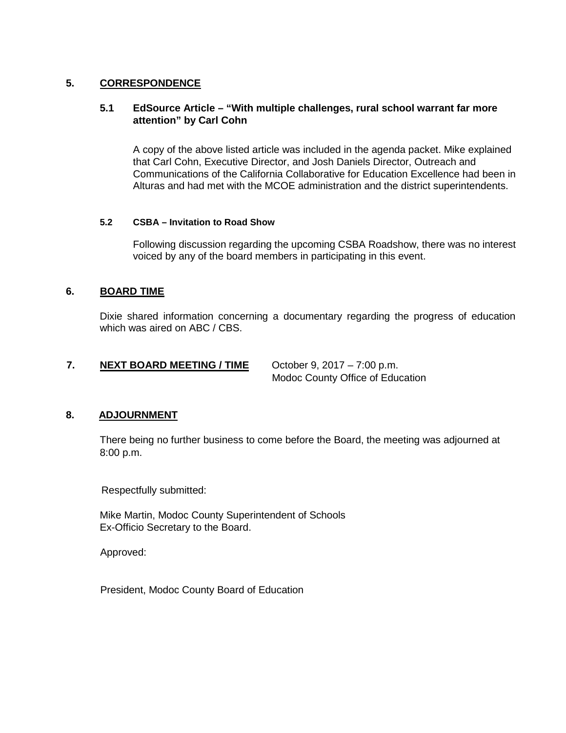## 5. CORRESPONDENCE

### 5.1 EdSource Article – "With multiple challenges, rural school warrant far more attention" by Carl Cohn

A copy of the above listed article was included in the agenda packet. Mike explained that Carl Cohn, Executive Director, and Josh Daniels Director, Outreach and Communications of the California Collaborative for Education Excellence had been in Alturas and had met with the MCOE administration and the district superintendents.

### 5.2 CSBA – Invitation to Road Show

Following discussion regarding the upcoming CSBA Roadshow, there was no interest voiced by any of the board members in participating in this event.

## 6. BOARD TIME

Dixie shared information concerning a documentary regarding the progress of education which was aired on ABC / CBS.

## 7. NEXT BOARD MEETING / TIME

October 9, 2017 – 7:00 p.m.
Modoc County Office of Education

## 8. ADJOURNMENT

There being no further business to come before the Board, the meeting was adjourned at 8:00 p.m.

Respectfully submitted:

Mike Martin, Modoc County Superintendent of Schools
Ex-Officio Secretary to the Board.

Approved:

President, Modoc County Board of Education